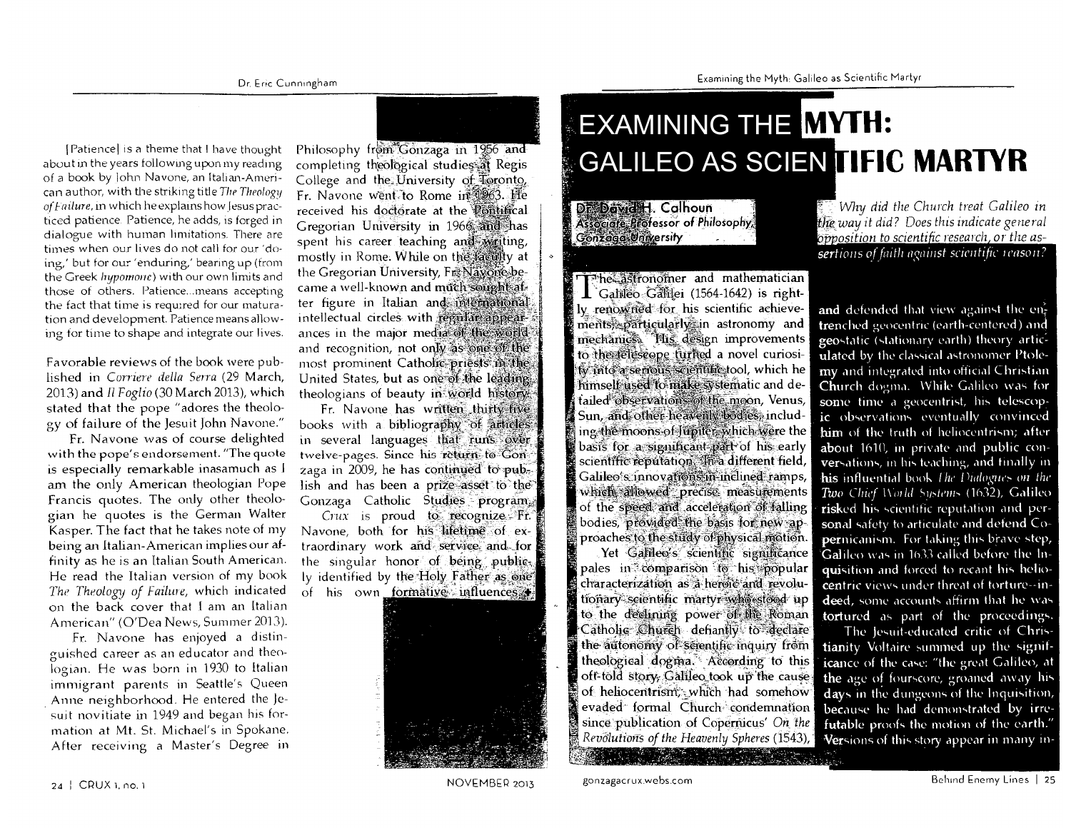[Patience] is a theme that I have thought about in the years following upon my reading of a book by John Navone, an Italian-American author, with the striking title *The Theology of Failure*, in which he explains how Jesus practiced patience. Patience, he adds, is forged in dialogue with human limitations. There are times when our lives do not call for our 'doing,' but for our 'enduring,' bearing up (from the Greek *hypomone*) with our own limits and those of others. Patience...means accepting the fact that time is required for our maturation and development. Patience means allowing for time to shape and integrate our lives.

Favorable reviews of the book were published in *Corriere della Serra* (29 March, 2013) and *Il Foglio* (30 March 2013), which stated that the pope "adores the theology of failure of the Jesuit John Navone."

Fr. Navone was of course delighted with the pope's endorsement. "The quote is especially remarkable inasamuch as I am the only American theologian Pope Francis quotes. The only other theologian he quotes is the German Walter Kasper. The fact that he takes note of my being an Italian-American implies our affinity as he is an Italian South American. He read the Italian version of my book *The Theology of Failure*, which indicated on the back cover that I am an Italian American" (O'Dea News, Summer 2013).

Fr. Navone has enjoyed a distinguished career as an educator and theologian. He was born in 1930 to Italian immigrant parents in Seattle's Queen Anne neighborhood. He entered the Jesuit novitiate in 1949 and began his formation at Mt. St. Michael's in Spokane. After receiving a Master's Degree in Philosophy from Gonzaga in 1956 and completing theological studies at Regis College and the University of Toronto, Fr. Navone went to Rome in 1963. He received his doctorate at the Pontifical Gregorian University in 1966 and has spent his career teaching and writing, mostly in Rome. While on the faculty at the Gregorian University, Fr. Navone became a well-known and much sought-after figure in Italian and international intellectual circles with regular appearances in the major media of the world and recognition, not only as one of the most prominent Catholic priests in the United States, but as one of the leading theologians of beauty in world history.

Fr. Navone has written thirty-five books with a bibliography of articles in several languages that runs over twelve-pages. Since his return to Gonzaga in 2009, he has continued to publish and has been a prize asset to the Gonzaga Catholic Studies program.

*Crux* is proud to recognize Fr. Navone, both for his lifetime of extraordinary work and service and for the singular honor of being publicly identified by the Holy Father as one of his own formative influences.

# EXAMINING THE MYTH: GALILEO AS SCIENTIFIC MARTYR

**Dr. David H. Calhoun**
**Associate Professor of Philosophy,**
**Gonzaga University**

*Why did the Church treat Galileo in the way it did? Does this indicate general opposition to scientific research, or the assertions of faith against scientific reason?*

The astronomer and mathematician Galileo Galilei (1564-1642) is rightly renowned for his scientific achievements, particularly in astronomy and mechanics. His design improvements to the telescope turned a novel curiosity into a serious scientific tool, which he himself used to make systematic and detailed observations of the moon, Venus, Sun, and other heavenly bodies, including the moons of Jupiter, which were the basis for a significant part of his early scientific reputation. In a different field, Galileo's innovations in inclined ramps, which allowed precise measurements of the speed and acceleration of falling bodies, provided the basis for new approaches to the study of physical motion.

Yet Galileo's scientific significance pales in comparison to his popular characterization as a heroic and revolutionary scientific martyr who stood up to the declining power of the Roman Catholic Church defiantly to declare the autonomy of scientific inquiry from theological dogma. According to this oft-told story, Galileo took up the cause of heliocentrism, which had somehow evaded formal Church condemnation since publication of Copernicus' *On the Revolutions of the Heavenly Spheres* (1543), and defended that view against the entrenched geocentric (earth-centered) and geostatic (stationary earth) theory articulated by the classical astronomer Ptolemy and integrated into official Christian Church dogma. While Galileo was for some time a geocentrist, his telescopic observations eventually convinced him of the truth of heliocentrism; after about 1610, in private and public conversations, in his teaching, and finally in his influential book *The Dialogues on the Two Chief World Systems* (1632), Galileo risked his scientific reputation and personal safety to articulate and defend Copernicanism. For taking this brave step, Galileo was in 1633 called before the Inquisition and forced to recant his heliocentric views under threat of torture--indeed, some accounts affirm that he was tortured as part of the proceedings.

The Jesuit-educated critic of Christianity Voltaire summed up the significance of the case: "the great Galileo, at the age of fourscore, groaned away his days in the dungeons of the Inquisition, because he had demonstrated by irrefutable proofs the motion of the earth." Versions of this story appear in many in-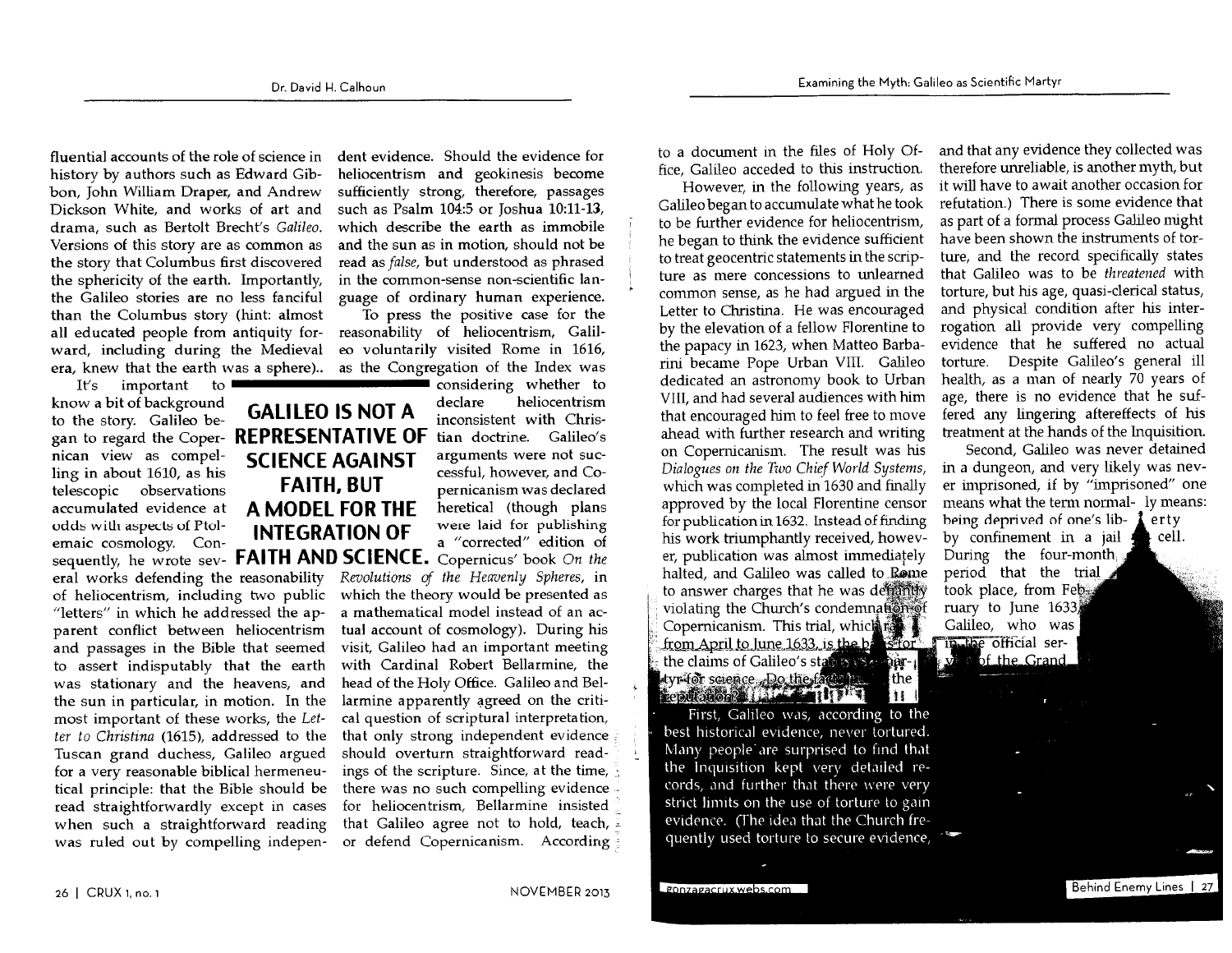fluential accounts of the role of science in history by authors such as Edward Gibbon, John William Draper, and Andrew Dickson White, and works of art and drama, such as Bertolt Brecht's *Galileo*. Versions of this story are as common as the story that Columbus first discovered the sphericity of the earth. Importantly, the Galileo stories are no less fanciful than the Columbus story (hint: almost all educated people from antiquity forward, including during the Medieval era, knew that the earth was a sphere)..

It's important to know a bit of background to the story. Galileo began to regard the Copernican view as compelling in about 1610, as his telescopic observations accumulated evidence at odds with aspects of Ptolemaic cosmology. Consequently, he wrote several works defending the reasonability of heliocentrism, including two public "letters" in which he addressed the apparent conflict between heliocentrism and passages in the Bible that seemed to assert indisputably that the earth was stationary and the heavens, and the sun in particular, in motion. In the most important of these works, the *Letter to Christina* (1615), addressed to the Tuscan grand duchess, Galileo argued for a very reasonable biblical hermeneutical principle: that the Bible should be read straightforwardly except in cases when such a straightforward reading was ruled out by compelling independent evidence. Should the evidence for heliocentrism and geokinesis become sufficiently strong, therefore, passages such as Psalm 104:5 or Joshua 10:11-13, which describe the earth as immobile and the sun as in motion, should not be read as *false*, but understood as phrased in the common-sense non-scientific language of ordinary human experience.

**GALILEO IS NOT A REPRESENTATIVE OF SCIENCE AGAINST FAITH, BUT A MODEL FOR THE INTEGRATION OF FAITH AND SCIENCE.**

To press the positive case for the reasonability of heliocentrism, Galileo voluntarily visited Rome in 1616, as the Congregation of the Index was considering whether to declare heliocentrism inconsistent with Christian doctrine. Galileo's arguments were not successful, however, and Copernicanism was declared heretical (though plans were laid for publishing a "corrected" edition of Copernicus' book *On the Revolutions of the Heavenly Spheres*, in which the theory would be presented as a mathematical model instead of an actual account of cosmology). During his visit, Galileo had an important meeting with Cardinal Robert Bellarmine, the head of the Holy Office. Galileo and Bellarmine apparently agreed on the critical question of scriptural interpretation, that only strong independent evidence should overturn straightforward readings of the scripture. Since, at the time, there was no such compelling evidence for heliocentrism, Bellarmine insisted that Galileo agree not to hold, teach, or defend Copernicanism. According to a document in the files of Holy Office, Galileo acceded to this instruction.

However, in the following years, as Galileo began to accumulate what he took to be further evidence for heliocentrism, he began to think the evidence sufficient to treat geocentric statements in the scripture as mere concessions to unlearned common sense, as he had argued in the Letter to Christina. He was encouraged by the elevation of a fellow Florentine to the papacy in 1623, when Matteo Barbarini became Pope Urban VIII. Galileo dedicated an astronomy book to Urban VIII, and had several audiences with him that encouraged him to feel free to move ahead with further research and writing on Copernicanism. The result was his *Dialogues on the Two Chief World Systems*, which was completed in 1630 and finally approved by the local Florentine censor for publication in 1632. Instead of finding his work triumphantly received, however, publication was almost immediately halted, and Galileo was called to Rome to answer charges that he was defiantly violating the Church's condemnation of Copernicanism. This trial, which ran from April to June 1633, is the basis for the claims of Galileo's status as martyr for science. Do the facts support the reputation?

First, Galileo was, according to the best historical evidence, never tortured. Many people are surprised to find that the Inquisition kept very detailed records, and further that there were very strict limits on the use of torture to gain evidence. (The idea that the Church frequently used torture to secure evidence, and that any evidence they collected was therefore unreliable, is another myth, but it will have to await another occasion for refutation.) There is some evidence that as part of a formal process Galileo might have been shown the instruments of torture, and the record specifically states that Galileo was to be *threatened* with torture, but his age, quasi-clerical status, and physical condition after his interrogation all provide very compelling evidence that he suffered no actual torture. Despite Galileo's general ill health, as a man of nearly 70 years of age, there is no evidence that he suffered any lingering aftereffects of his treatment at the hands of the Inquisition.

Second, Galileo was never detained in a dungeon, and very likely was never imprisoned, if by "imprisoned" one means what the term normally means: being deprived of one's liberty by confinement in a jail cell. During the four-month period that the trial took place, from February to June 1633, Galileo, who was in the official service of the Grand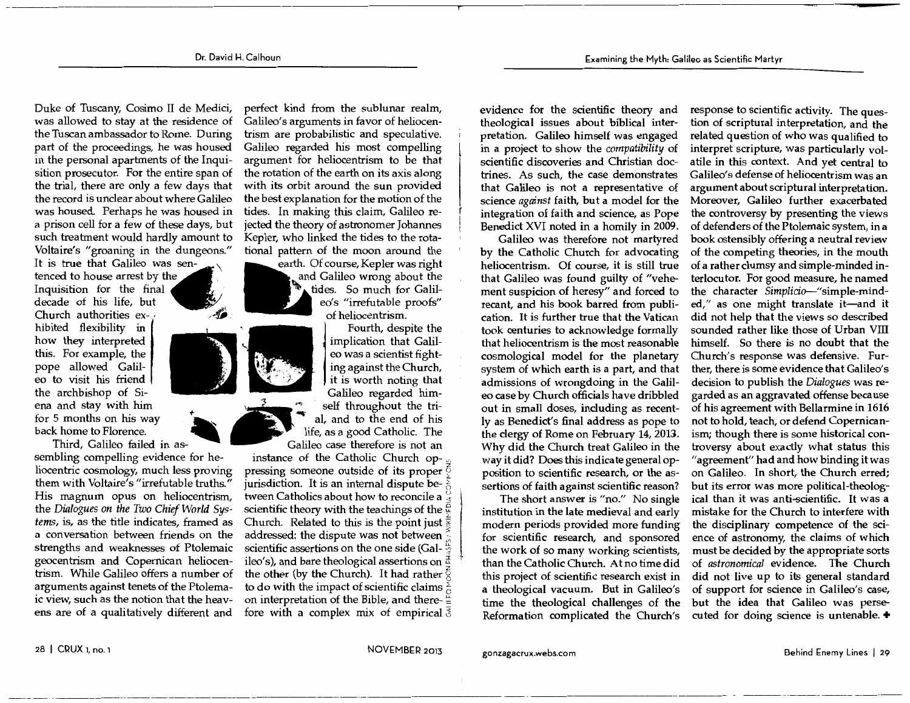Duke of Tuscany, Cosimo II de Medici, was allowed to stay at the residence of the Tuscan ambassador to Rome. During part of the proceedings, he was housed in the personal apartments of the Inquisition prosecutor. For the entire span of the trial, there are only a few days that the record is unclear about where Galileo was housed. Perhaps he was housed in a prison cell for a few of these days, but such treatment would hardly amount to Voltaire's "groaning in the dungeons." It is true that Galileo was sentenced to house arrest by the Inquisition for the final decade of his life, but Church authorities exhibited flexibility in how they interpreted this. For example, the pope allowed Galileo to visit his friend the archbishop of Siena and stay with him for 5 months on his way back home to Florence.

Third, Galileo failed in assembling compelling evidence for heliocentric cosmology, much less proving them with Voltaire's "irrefutable truths." His magnum opus on heliocentrism, the *Dialogues on the Two Chief World Systems*, is, as the title indicates, framed as a conversation between friends on the strengths and weaknesses of Ptolemaic geocentrism and Copernican heliocentrism. While Galileo offers a number of arguments against tenets of the Ptolemaic view, such as the notion that the heavens are of a qualitatively different and perfect kind from the sublunar realm, Galileo's arguments in favor of heliocentrism are probabilistic and speculative. Galileo regarded his most compelling argument for heliocentrism to be that the rotation of the earth on its axis along with its orbit around the sun provided the best explanation for the motion of the tides. In making this claim, Galileo rejected the theory of astronomer Johannes Kepler, who linked the tides to the rotational pattern of the moon around the earth. Of course, Kepler was right and Galileo wrong about the tides. So much for Galileo's "irrefutable proofs" of heliocentrism.

Fourth, despite the implication that Galileo was a scientist fighting against the Church, it is worth noting that Galileo regarded himself throughout the trial, and to the end of his life, as a good Catholic. The Galileo case therefore is not an instance of the Catholic Church oppressing someone outside of its proper jurisdiction. It is an internal dispute between Catholics about how to reconcile a scientific theory with the teachings of the Church. Related to this is the point just addressed: the dispute was not between scientific assertions on the one side (Galileo's), and bare theological assertions on the other (by the Church). It had rather to do with the impact of scientific claims on interpretation of the Bible, and therefore with a complex mix of empirical evidence for the scientific theory and theological issues about biblical interpretation. Galileo himself was engaged in a project to show the *compatibility* of scientific discoveries and Christian doctrines. As such, the case demonstrates that Galileo is not a representative of science *against* faith, but a model for the integration of faith and science, as Pope Benedict XVI noted in a homily in 2009.

Galileo was therefore not martyred by the Catholic Church for advocating heliocentrism. Of course, it is still true that Galileo was found guilty of "vehement suspicion of heresy" and forced to recant, and his book barred from publication. It is further true that the Vatican took centuries to acknowledge formally that heliocentrism is the most reasonable cosmological model for the planetary system of which earth is a part, and that admissions of wrongdoing in the Galileo case by Church officials have dribbled out in small doses, including as recently as Benedict's final address as pope to the clergy of Rome on February 14, 2013. Why did the Church treat Galileo in the way it did? Does this indicate general opposition to scientific research, or the assertions of faith against scientific reason?

The short answer is "no." No single institution in the late medieval and early modern periods provided more funding for scientific research, and sponsored the work of so many working scientists, than the Catholic Church. At no time did this project of scientific research exist in a theological vacuum. But in Galileo's time the theological challenges of the Reformation complicated the Church's response to scientific activity. The question of scriptural interpretation, and the related question of who was qualified to interpret scripture, was particularly volatile in this context. And yet central to Galileo's defense of heliocentrism was an argument about scriptural interpretation. Moreover, Galileo further exacerbated the controversy by presenting the views of defenders of the Ptolemaic system, in a book ostensibly offering a neutral review of the competing theories, in the mouth of a rather clumsy and simple-minded interlocutor. For good measure, he named the character *Simplicio*—"simple-minded," as one might translate it—and it did not help that the views so described sounded rather like those of Urban VIII himself. So there is no doubt that the Church's response was defensive. Further, there is some evidence that Galileo's decision to publish the *Dialogues* was regarded as an aggravated offense because of his agreement with Bellarmine in 1616 not to hold, teach, or defend Copernicanism; though there is some historical controversy about exactly what status this "agreement" had and how binding it was on Galileo. In short, the Church erred; but its error was more political-theological than it was anti-scientific. It was a mistake for the Church to interfere with the disciplinary competence of the science of astronomy, the claims of which must be decided by the appropriate sorts of *astronomical* evidence. The Church did not live up to its general standard of support for science in Galileo's case, but the idea that Galileo was persecuted for doing science is untenable. ✦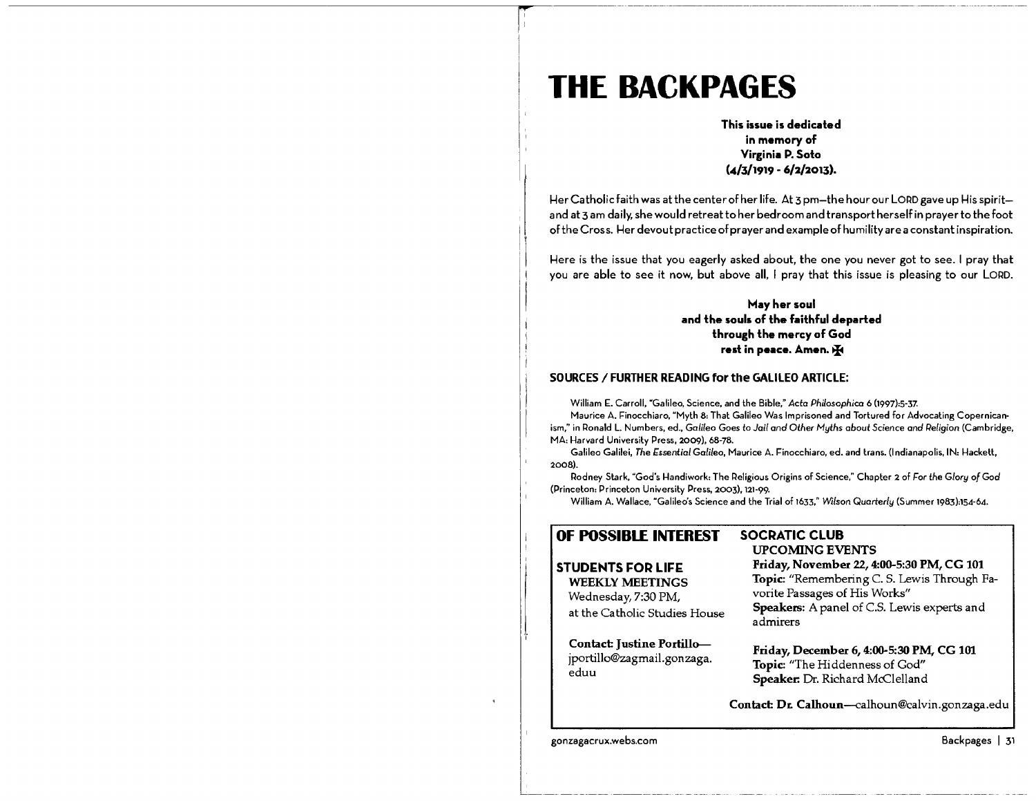# THE BACKPAGES

**This issue is dedicated in memory of Virginia P. Soto (4/3/1919 - 6/2/2013).**

Her Catholic faith was at the center of her life. At 3 pm—the hour our LORD gave up His spirit—and at 3 am daily, she would retreat to her bedroom and transport herself in prayer to the foot of the Cross. Her devout practice of prayer and example of humility are a constant inspiration.

Here is the issue that you eagerly asked about, the one you never got to see. I pray that you are able to see it now, but above all, I pray that this issue is pleasing to our LORD.

**May her soul and the souls of the faithful departed through the mercy of God rest in peace. Amen. ✠**

### SOURCES / FURTHER READING for the GALILEO ARTICLE:

William E. Carroll, "Galileo, Science, and the Bible," *Acta Philosophica* 6 (1997):5-37.

Maurice A. Finocchiaro, "Myth 8: That Galileo Was Imprisoned and Tortured for Advocating Copernicanism," in Ronald L. Numbers, ed., *Galileo Goes to Jail and Other Myths about Science and Religion* (Cambridge, MA: Harvard University Press, 2009), 68-78.

Galileo Galilei, *The Essential Galileo*, Maurice A. Finocchiaro, ed. and trans. (Indianapolis, IN: Hackett, 2008).

Rodney Stark, "God's Handiwork: The Religious Origins of Science," Chapter 2 of *For the Glory of God* (Princeton: Princeton University Press, 2003), 121-99.

William A. Wallace, "Galileo's Science and the Trial of 1633," *Wilson Quarterly* (Summer 1983):154-64.

## OF POSSIBLE INTEREST

### STUDENTS FOR LIFE

**WEEKLY MEETINGS**
Wednesday, 7:30 PM,
at the Catholic Studies House

**Contact: Justine Portillo**—jportillo@zagmail.gonzaga.eduu

### SOCRATIC CLUB

**UPCOMING EVENTS**

**Friday, November 22, 4:00-5:30 PM, CG 101**
**Topic:** "Remembering C. S. Lewis Through Favorite Passages of His Works"
**Speakers:** A panel of C.S. Lewis experts and admirers

**Friday, December 6, 4:00-5:30 PM, CG 101**
**Topic:** "The Hiddenness of God"
**Speaker:** Dr. Richard McClelland

**Contact: Dr. Calhoun**—calhoun@calvin.gonzaga.edu

gonzagacrux.webs.com